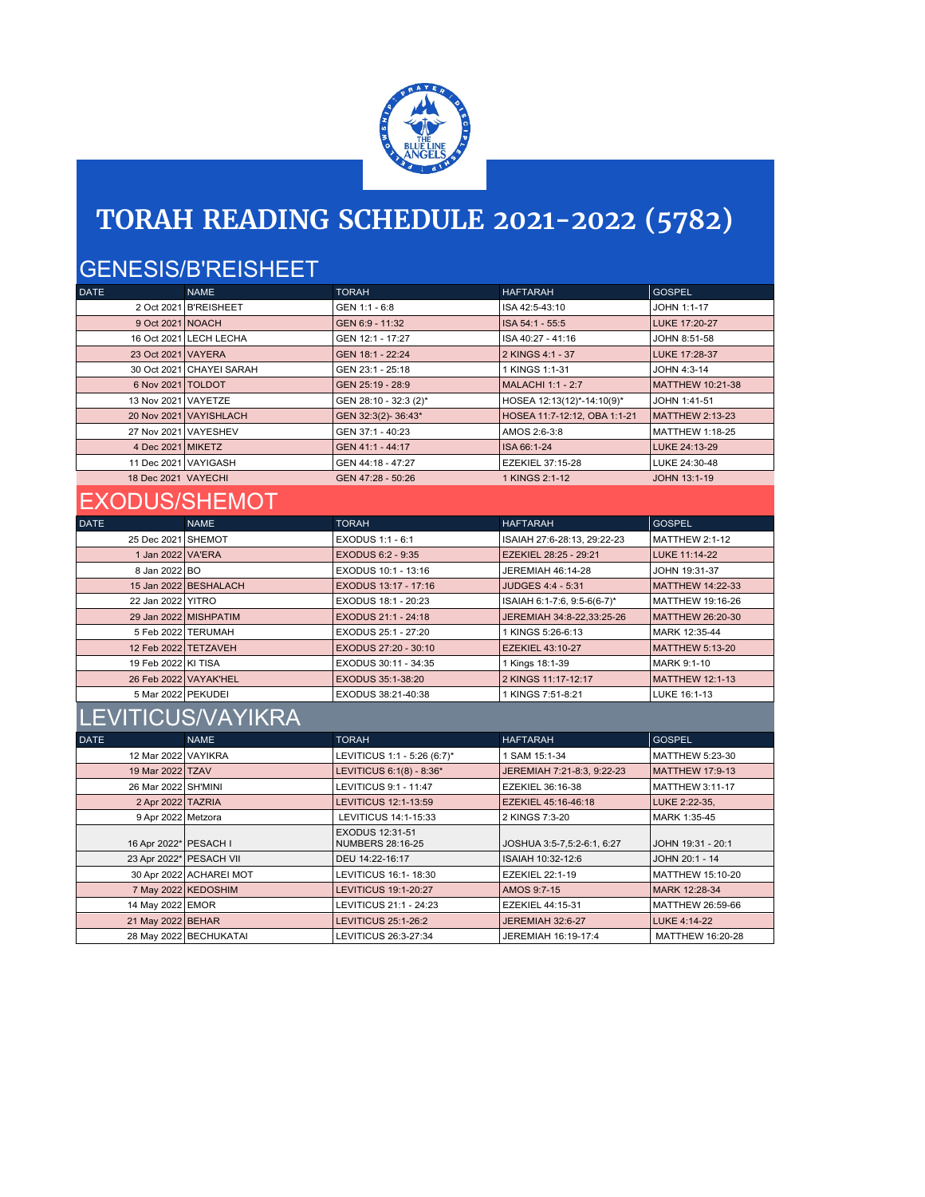# TORAH READING SCHEDULE 2021-2022 (5782)

## GENESIS/B'REISHEET

| DATE | NAME | TORAH | HAFTARAH | GOSPEL |
|---|---|---|---|---|
| 2 Oct 2021 | B'REISHEET | GEN 1:1 - 6:8 | ISA 42:5-43:10 | JOHN 1:1-17 |
| 9 Oct 2021 | NOACH | GEN 6:9 - 11:32 | ISA 54:1 - 55:5 | LUKE 17:20-27 |
| 16 Oct 2021 | LECH LECHA | GEN 12:1 - 17:27 | ISA 40:27 - 41:16 | JOHN 8:51-58 |
| 23 Oct 2021 | VAYERA | GEN 18:1 - 22:24 | 2 KINGS 4:1 - 37 | LUKE 17:28-37 |
| 30 Oct 2021 | CHAYEI SARAH | GEN 23:1 - 25:18 | 1 KINGS 1:1-31 | JOHN 4:3-14 |
| 6 Nov 2021 | TOLDOT | GEN 25:19 - 28:9 | MALACHI 1:1 - 2:7 | MATTHEW 10:21-38 |
| 13 Nov 2021 | VAYETZE | GEN 28:10 - 32:3 (2)* | HOSEA 12:13(12)*-14:10(9)* | JOHN 1:41-51 |
| 20 Nov 2021 | VAYISHLACH | GEN 32:3(2)- 36:43* | HOSEA 11:7-12:12, OBA 1:1-21 | MATTHEW 2:13-23 |
| 27 Nov 2021 | VAYESHEV | GEN 37:1 - 40:23 | AMOS 2:6-3:8 | MATTHEW 1:18-25 |
| 4 Dec 2021 | MIKETZ | GEN 41:1 - 44:17 | ISA 66:1-24 | LUKE 24:13-29 |
| 11 Dec 2021 | VAYIGASH | GEN 44:18 - 47:27 | EZEKIEL 37:15-28 | LUKE 24:30-48 |
| 18 Dec 2021 | VAYECHI | GEN 47:28 - 50:26 | 1 KINGS 2:1-12 | JOHN 13:1-19 |

## EXODUS/SHEMOT

| DATE | NAME | TORAH | HAFTARAH | GOSPEL |
|---|---|---|---|---|
| 25 Dec 2021 | SHEMOT | EXODUS 1:1 - 6:1 | ISAIAH 27:6-28:13, 29:22-23 | MATTHEW 2:1-12 |
| 1 Jan 2022 | VA'ERA | EXODUS 6:2 - 9:35 | EZEKIEL 28:25 - 29:21 | LUKE 11:14-22 |
| 8 Jan 2022 | BO | EXODUS 10:1 - 13:16 | JEREMIAH 46:14-28 | JOHN 19:31-37 |
| 15 Jan 2022 | BESHALACH | EXODUS 13:17 - 17:16 | JUDGES 4:4 - 5:31 | MATTHEW 14:22-33 |
| 22 Jan 2022 | YITRO | EXODUS 18:1 - 20:23 | ISAIAH 6:1-7:6, 9:5-6(6-7)* | MATTHEW 19:16-26 |
| 29 Jan 2022 | MISHPATIM | EXODUS 21:1 - 24:18 | JEREMIAH 34:8-22,33:25-26 | MATTHEW 26:20-30 |
| 5 Feb 2022 | TERUMAH | EXODUS 25:1 - 27:20 | 1 KINGS 5:26-6:13 | MARK 12:35-44 |
| 12 Feb 2022 | TETZAVEH | EXODUS 27:20 - 30:10 | EZEKIEL 43:10-27 | MATTHEW 5:13-20 |
| 19 Feb 2022 | KI TISA | EXODUS 30:11 - 34:35 | 1 Kings 18:1-39 | MARK 9:1-10 |
| 26 Feb 2022 | VAYAK'HEL | EXODUS 35:1-38:20 | 2 KINGS 11:17-12:17 | MATTHEW 12:1-13 |
| 5 Mar 2022 | PEKUDEI | EXODUS 38:21-40:38 | 1 KINGS 7:51-8:21 | LUKE 16:1-13 |

## LEVITICUS/VAYIKRA

| DATE | NAME | TORAH | HAFTARAH | GOSPEL |
|---|---|---|---|---|
| 12 Mar 2022 | VAYIKRA | LEVITICUS 1:1 - 5:26 (6:7)* | 1 SAM 15:1-34 | MATTHEW 5:23-30 |
| 19 Mar 2022 | TZAV | LEVITICUS 6:1(8) - 8:36* | JEREMIAH 7:21-8:3, 9:22-23 | MATTHEW 17:9-13 |
| 26 Mar 2022 | SH'MINI | LEVITICUS 9:1 - 11:47 | EZEKIEL 36:16-38 | MATTHEW 3:11-17 |
| 2 Apr 2022 | TAZRIA | LEVITICUS 12:1-13:59 | EZEKIEL 45:16-46:18 | LUKE 2:22-35, |
| 9 Apr 2022 | Metzora | LEVITICUS 14:1-15:33 | 2 KINGS 7:3-20 | MARK 1:35-45 |
| 16 Apr 2022* | PESACH I | EXODUS 12:31-51 NUMBERS 28:16-25 | JOSHUA 3:5-7,5:2-6:1, 6:27 | JOHN 19:31 - 20:1 |
| 23 Apr 2022* | PESACH VII | DEU 14:22-16:17 | ISAIAH 10:32-12:6 | JOHN 20:1 - 14 |
| 30 Apr 2022 | ACHAREI MOT | LEVITICUS 16:1- 18:30 | EZEKIEL 22:1-19 | MATTHEW 15:10-20 |
| 7 May 2022 | KEDOSHIM | LEVITICUS 19:1-20:27 | AMOS 9:7-15 | MARK 12:28-34 |
| 14 May 2022 | EMOR | LEVITICUS 21:1 - 24:23 | EZEKIEL 44:15-31 | MATTHEW 26:59-66 |
| 21 May 2022 | BEHAR | LEVITICUS 25:1-26:2 | JEREMIAH 32:6-27 | LUKE 4:14-22 |
| 28 May 2022 | BECHUKATAI | LEVITICUS 26:3-27:34 | JEREMIAH 16:19-17:4 | MATTHEW 16:20-28 |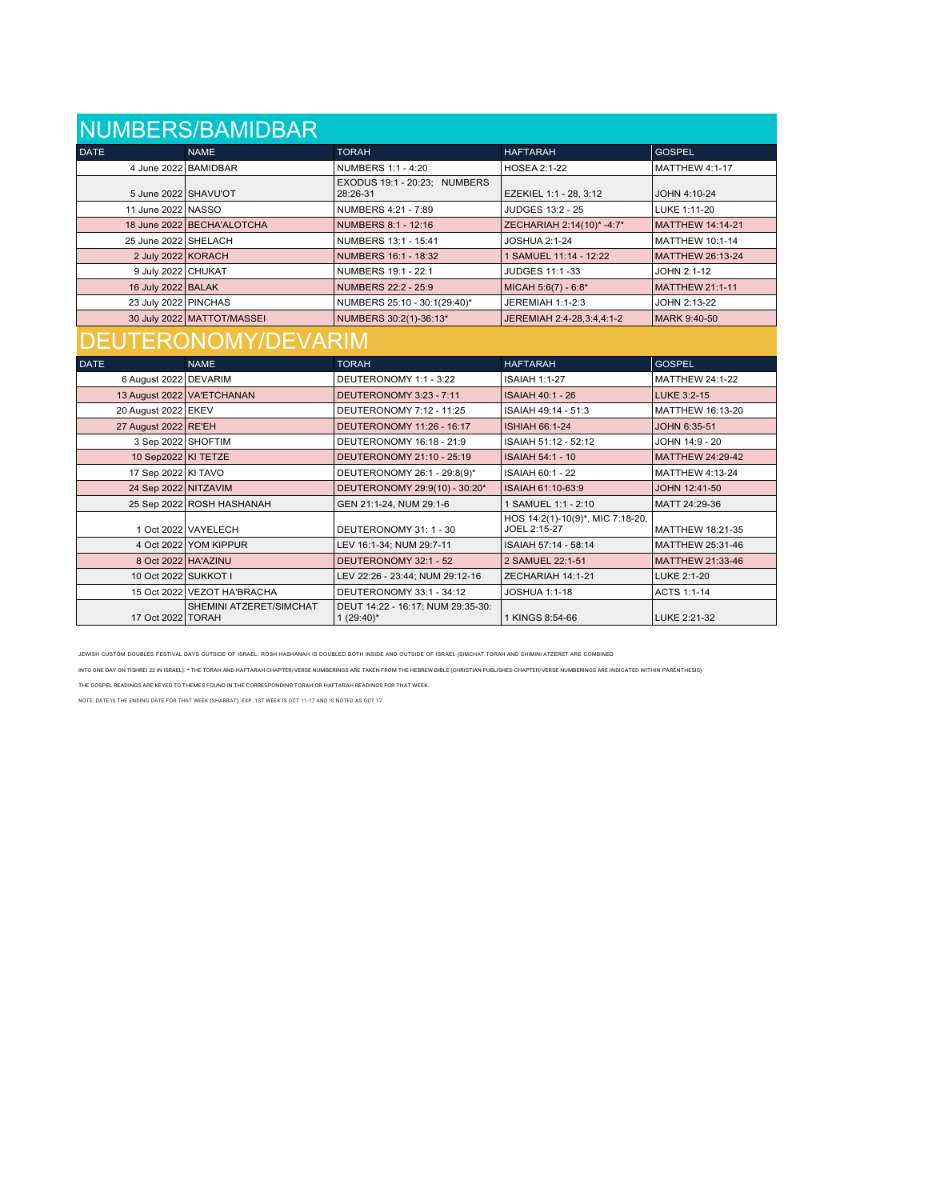# NUMBERS/BAMIDBAR

| DATE | NAME | TORAH | HAFTARAH | GOSPEL |
|---|---|---|---|---|
| 4 June 2022 | BAMIDBAR | NUMBERS 1:1 - 4:20 | HOSEA 2:1-22 | MATTHEW 4:1-17 |
| 5 June 2022 | SHAVU'OT | EXODUS 19:1 - 20:23; NUMBERS 28:26-31 | EZEKIEL 1:1 - 28, 3:12 | JOHN 4:10-24 |
| 11 June 2022 | NASSO | NUMBERS 4:21 - 7:89 | JUDGES 13:2 - 25 | LUKE 1:11-20 |
| 18 June 2022 | BECHA'ALOTCHA | NUMBERS 8:1 - 12:16 | ZECHARIAH 2:14(10)* -4:7* | MATTHEW 14:14-21 |
| 25 June 2022 | SHELACH | NUMBERS 13:1 - 15:41 | JOSHUA 2:1-24 | MATTHEW 10:1-14 |
| 2 July 2022 | KORACH | NUMBERS 16:1 - 18:32 | 1 SAMUEL 11:14 - 12:22 | MATTHEW 26:13-24 |
| 9 July 2022 | CHUKAT | NUMBERS 19:1 - 22:1 | JUDGES 11:1 -33 | JOHN 2:1-12 |
| 16 July 2022 | BALAK | NUMBERS 22:2 - 25:9 | MICAH 5:6(7) - 6:8* | MATTHEW 21:1-11 |
| 23 July 2022 | PINCHAS | NUMBERS 25:10 - 30:1(29:40)* | JEREMIAH 1:1-2:3 | JOHN 2:13-22 |
| 30 July 2022 | MATTOT/MASSEI | NUMBERS 30:2(1)-36:13* | JEREMIAH 2:4-28,3:4,4:1-2 | MARK 9:40-50 |

# DEUTERONOMY/DEVARIM

| DATE | NAME | TORAH | HAFTARAH | GOSPEL |
|---|---|---|---|---|
| 6 August 2022 | DEVARIM | DEUTERONOMY 1:1 - 3:22 | ISAIAH 1:1-27 | MATTHEW 24:1-22 |
| 13 August 2022 | VA'ETCHANAN | DEUTERONOMY 3:23 - 7:11 | ISAIAH 40:1 - 26 | LUKE 3:2-15 |
| 20 August 2022 | EKEV | DEUTERONOMY 7:12 - 11:25 | ISAIAH 49:14 - 51:3 | MATTHEW 16:13-20 |
| 27 August 2022 | RE'EH | DEUTERONOMY 11:26 - 16:17 | ISHIAH 66:1-24 | JOHN 6:35-51 |
| 3 Sep 2022 | SHOFTIM | DEUTERONOMY 16:18 - 21:9 | ISAIAH 51:12 - 52:12 | JOHN 14:9 - 20 |
| 10 Sep2022 | KI TETZE | DEUTERONOMY 21:10 - 25:19 | ISAIAH 54:1 - 10 | MATTHEW 24:29-42 |
| 17 Sep 2022 | KI TAVO | DEUTERONOMY 26:1 - 29:8(9)* | ISAIAH 60:1 - 22 | MATTHEW 4:13-24 |
| 24 Sep 2022 | NITZAVIM | DEUTERONOMY 29:9(10) - 30:20* | ISAIAH 61:10-63:9 | JOHN 12:41-50 |
| 25 Sep 2022 | ROSH HASHANAH | GEN 21:1-24, NUM 29:1-6 | 1 SAMUEL 1:1 - 2:10 | MATT 24:29-36 |
| 1 Oct 2022 | VAYELECH | DEUTERONOMY 31: 1 - 30 | HOS 14:2(1)-10(9)*, MIC 7:18-20, JOEL 2:15-27 | MATTHEW 18:21-35 |
| 4 Oct 2022 | YOM KIPPUR | LEV 16:1-34; NUM 29:7-11 | ISAIAH 57:14 - 58:14 | MATTHEW 25:31-46 |
| 8 Oct 2022 | HA'AZINU | DEUTERONOMY 32:1 - 52 | 2 SAMUEL 22:1-51 | MATTHEW 21:33-46 |
| 10 Oct 2022 | SUKKOT I | LEV 22:26 - 23:44; NUM 29:12-16 | ZECHARIAH 14:1-21 | LUKE 2:1-20 |
| 15 Oct 2022 | VEZOT HA'BRACHA | DEUTERONOMY 33:1 - 34:12 | JOSHUA 1:1-18 | ACTS 1:1-14 |
| 17 Oct 2022 | SHEMINI ATZERET/SIMCHAT TORAH | DEUT 14:22 - 16:17; NUM 29:35-30:1 (29:40)* | 1 KINGS 8:54-66 | LUKE 2:21-32 |

JEWISH CUSTOM DOUBLES FESTIVAL DAYS OUTSIDE OF ISRAEL. ROSH HASHANAH IS DOUBLED BOTH INSIDE AND OUTSIDE OF ISRAEL (SIMCHAT TORAH AND SHIMINI ATZERET ARE COMBINED

INTO ONE DAY ON TISHREI 22 IN ISRAEL). * THE TORAH AND HAFTARAH CHAPTER/VERSE NUMBERINGS ARE TAKEN FROM THE HEBREW BIBLE (CHRISTIAN PUBLISHED CHAPTER/VERSE NUMBERINGS ARE INDICATED WITHIN PARENTHESIS).

THE GOSPEL READINGS ARE KEYED TO THEMES FOUND IN THE CORRESPONDING TORAH OR HAFTARAH READINGS FOR THAT WEEK.

NOTE: DATE IS THE ENDING DATE FOR THAT WEEK (SHABBAT). EXP. 1ST WEEK IS OCT 11-17 AND IS NOTED AS OCT 17